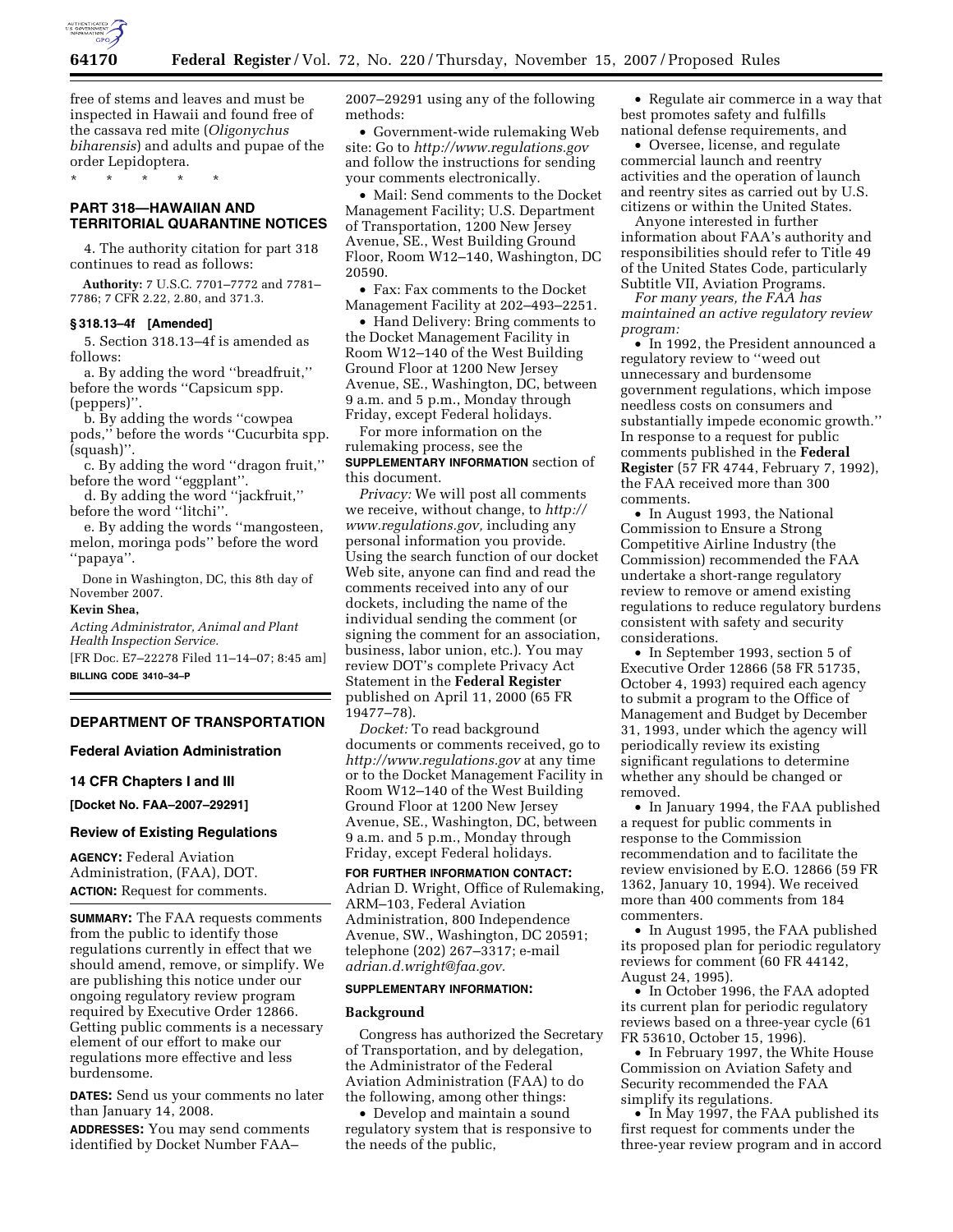free of stems and leaves and must be inspected in Hawaii and found free of the cassava red mite (*Oligonychus biharensis*) and adults and pupae of the order Lepidoptera.

\* \* \* \* \*

## PART 318—HAWAIIAN AND TERRITORIAL QUARANTINE NOTICES

4. The authority citation for part 318 continues to read as follows:

**Authority:** 7 U.S.C. 7701–7772 and 7781–7786; 7 CFR 2.22, 2.80, and 371.3.

### § 318.13–4f [Amended]

5. Section 318.13–4f is amended as follows:

a. By adding the word ''breadfruit,'' before the words ''Capsicum spp. (peppers)''.

b. By adding the words ''cowpea pods,'' before the words ''Cucurbita spp. (squash)''.

c. By adding the word ''dragon fruit,'' before the word ''eggplant''.

d. By adding the word ''jackfruit,'' before the word ''litchi''.

e. By adding the words ''mangosteen, melon, moringa pods'' before the word ''papaya''.

Done in Washington, DC, this 8th day of November 2007.

**Kevin Shea,**

*Acting Administrator, Animal and Plant Health Inspection Service.*

[FR Doc. E7–22278 Filed 11–14–07; 8:45 am]

**BILLING CODE 3410–34–P**

---

## DEPARTMENT OF TRANSPORTATION

### Federal Aviation Administration

### 14 CFR Chapters I and III

**[Docket No. FAA–2007–29291]**

### Review of Existing Regulations

**AGENCY:** Federal Aviation Administration, (FAA), DOT.

**ACTION:** Request for comments.

**SUMMARY:** The FAA requests comments from the public to identify those regulations currently in effect that we should amend, remove, or simplify. We are publishing this notice under our ongoing regulatory review program required by Executive Order 12866. Getting public comments is a necessary element of our effort to make our regulations more effective and less burdensome.

**DATES:** Send us your comments no later than January 14, 2008.

**ADDRESSES:** You may send comments identified by Docket Number FAA–2007–29291 using any of the following methods:

- Government-wide rulemaking Web site: Go to *http://www.regulations.gov* and follow the instructions for sending your comments electronically.
- Mail: Send comments to the Docket Management Facility; U.S. Department of Transportation, 1200 New Jersey Avenue, SE., West Building Ground Floor, Room W12–140, Washington, DC 20590.
- Fax: Fax comments to the Docket Management Facility at 202–493–2251.
- Hand Delivery: Bring comments to the Docket Management Facility in Room W12–140 of the West Building Ground Floor at 1200 New Jersey Avenue, SE., Washington, DC, between 9 a.m. and 5 p.m., Monday through Friday, except Federal holidays.

For more information on the rulemaking process, see the **SUPPLEMENTARY INFORMATION** section of this document.

*Privacy:* We will post all comments we receive, without change, to *http://www.regulations.gov,* including any personal information you provide. Using the search function of our docket Web site, anyone can find and read the comments received into any of our dockets, including the name of the individual sending the comment (or signing the comment for an association, business, labor union, etc.). You may review DOT's complete Privacy Act Statement in the **Federal Register** published on April 11, 2000 (65 FR 19477–78).

*Docket:* To read background documents or comments received, go to *http://www.regulations.gov* at any time or to the Docket Management Facility in Room W12–140 of the West Building Ground Floor at 1200 New Jersey Avenue, SE., Washington, DC, between 9 a.m. and 5 p.m., Monday through Friday, except Federal holidays.

**FOR FURTHER INFORMATION CONTACT:** Adrian D. Wright, Office of Rulemaking, ARM–103, Federal Aviation Administration, 800 Independence Avenue, SW., Washington, DC 20591; telephone (202) 267–3317; e-mail *adrian.d.wright@faa.gov.*

**SUPPLEMENTARY INFORMATION:**

#### Background

Congress has authorized the Secretary of Transportation, and by delegation, the Administrator of the Federal Aviation Administration (FAA) to do the following, among other things:

- Develop and maintain a sound regulatory system that is responsive to the needs of the public,
- Regulate air commerce in a way that best promotes safety and fulfills national defense requirements, and
- Oversee, license, and regulate commercial launch and reentry activities and the operation of launch and reentry sites as carried out by U.S. citizens or within the United States.

Anyone interested in further information about FAA's authority and responsibilities should refer to Title 49 of the United States Code, particularly Subtitle VII, Aviation Programs.

*For many years, the FAA has maintained an active regulatory review program:*

- In 1992, the President announced a regulatory review to ''weed out unnecessary and burdensome government regulations, which impose needless costs on consumers and substantially impede economic growth.'' In response to a request for public comments published in the **Federal Register** (57 FR 4744, February 7, 1992), the FAA received more than 300 comments.
- In August 1993, the National Commission to Ensure a Strong Competitive Airline Industry (the Commission) recommended the FAA undertake a short-range regulatory review to remove or amend existing regulations to reduce regulatory burdens consistent with safety and security considerations.
- In September 1993, section 5 of Executive Order 12866 (58 FR 51735, October 4, 1993) required each agency to submit a program to the Office of Management and Budget by December 31, 1993, under which the agency will periodically review its existing significant regulations to determine whether any should be changed or removed.
- In January 1994, the FAA published a request for public comments in response to the Commission recommendation and to facilitate the review envisioned by E.O. 12866 (59 FR 1362, January 10, 1994). We received more than 400 comments from 184 commenters.
- In August 1995, the FAA published its proposed plan for periodic regulatory reviews for comment (60 FR 44142, August 24, 1995).
- In October 1996, the FAA adopted its current plan for periodic regulatory reviews based on a three-year cycle (61 FR 53610, October 15, 1996).
- In February 1997, the White House Commission on Aviation Safety and Security recommended the FAA simplify its regulations.
- In May 1997, the FAA published its first request for comments under the three-year review program and in accord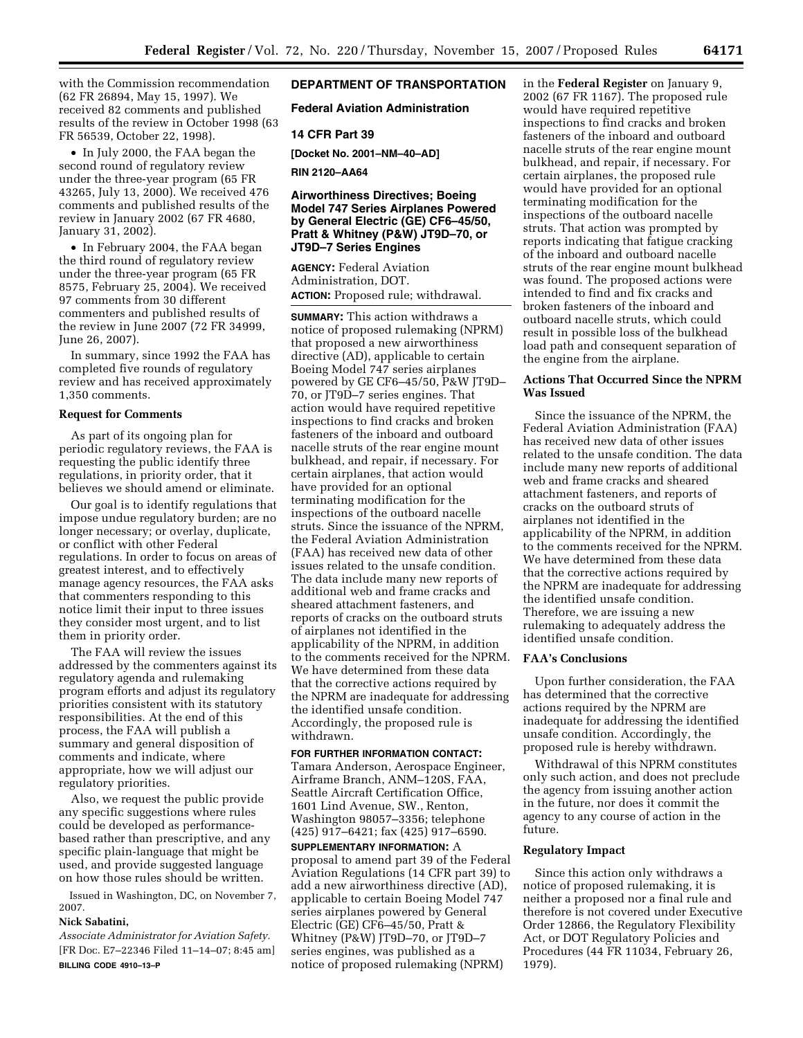with the Commission recommendation (62 FR 26894, May 15, 1997). We received 82 comments and published results of the review in October 1998 (63 FR 56539, October 22, 1998).

- In July 2000, the FAA began the second round of regulatory review under the three-year program (65 FR 43265, July 13, 2000). We received 476 comments and published results of the review in January 2002 (67 FR 4680, January 31, 2002).
- In February 2004, the FAA began the third round of regulatory review under the three-year program (65 FR 8575, February 25, 2004). We received 97 comments from 30 different commenters and published results of the review in June 2007 (72 FR 34999, June 26, 2007).

In summary, since 1992 the FAA has completed five rounds of regulatory review and has received approximately 1,350 comments.

**Request for Comments**

As part of its ongoing plan for periodic regulatory reviews, the FAA is requesting the public identify three regulations, in priority order, that it believes we should amend or eliminate.

Our goal is to identify regulations that impose undue regulatory burden; are no longer necessary; or overlay, duplicate, or conflict with other Federal regulations. In order to focus on areas of greatest interest, and to effectively manage agency resources, the FAA asks that commenters responding to this notice limit their input to three issues they consider most urgent, and to list them in priority order.

The FAA will review the issues addressed by the commenters against its regulatory agenda and rulemaking program efforts and adjust its regulatory priorities consistent with its statutory responsibilities. At the end of this process, the FAA will publish a summary and general disposition of comments and indicate, where appropriate, how we will adjust our regulatory priorities.

Also, we request the public provide any specific suggestions where rules could be developed as performance-based rather than prescriptive, and any specific plain-language that might be used, and provide suggested language on how those rules should be written.

Issued in Washington, DC, on November 7, 2007.

**Nick Sabatini,**

*Associate Administrator for Aviation Safety.*

[FR Doc. E7–22346 Filed 11–14–07; 8:45 am]

**BILLING CODE 4910–13–P**

## DEPARTMENT OF TRANSPORTATION

### Federal Aviation Administration

### 14 CFR Part 39

**[Docket No. 2001–NM–40–AD]**

**RIN 2120–AA64**

### Airworthiness Directives; Boeing Model 747 Series Airplanes Powered by General Electric (GE) CF6–45/50, Pratt & Whitney (P&W) JT9D–70, or JT9D–7 Series Engines

**AGENCY:** Federal Aviation Administration, DOT.

**ACTION:** Proposed rule; withdrawal.

**SUMMARY:** This action withdraws a notice of proposed rulemaking (NPRM) that proposed a new airworthiness directive (AD), applicable to certain Boeing Model 747 series airplanes powered by GE CF6–45/50, P&W JT9D–70, or JT9D–7 series engines. That action would have required repetitive inspections to find cracks and broken fasteners of the inboard and outboard nacelle struts of the rear engine mount bulkhead, and repair, if necessary. For certain airplanes, that action would have provided for an optional terminating modification for the inspections of the outboard nacelle struts. Since the issuance of the NPRM, the Federal Aviation Administration (FAA) has received new data of other issues related to the unsafe condition. The data include many new reports of additional web and frame cracks and sheared attachment fasteners, and reports of cracks on the outboard struts of airplanes not identified in the applicability of the NPRM, in addition to the comments received for the NPRM. We have determined from these data that the corrective actions required by the NPRM are inadequate for addressing the identified unsafe condition. Accordingly, the proposed rule is withdrawn.

**FOR FURTHER INFORMATION CONTACT:** Tamara Anderson, Aerospace Engineer, Airframe Branch, ANM–120S, FAA, Seattle Aircraft Certification Office, 1601 Lind Avenue, SW., Renton, Washington 98057–3356; telephone (425) 917–6421; fax (425) 917–6590.

**SUPPLEMENTARY INFORMATION:** A proposal to amend part 39 of the Federal Aviation Regulations (14 CFR part 39) to add a new airworthiness directive (AD), applicable to certain Boeing Model 747 series airplanes powered by General Electric (GE) CF6–45/50, Pratt & Whitney (P&W) JT9D–70, or JT9D–7 series engines, was published as a notice of proposed rulemaking (NPRM) in the **Federal Register** on January 9, 2002 (67 FR 1167). The proposed rule would have required repetitive inspections to find cracks and broken fasteners of the inboard and outboard nacelle struts of the rear engine mount bulkhead, and repair, if necessary. For certain airplanes, the proposed rule would have provided for an optional terminating modification for the inspections of the outboard nacelle struts. That action was prompted by reports indicating that fatigue cracking of the inboard and outboard nacelle struts of the rear engine mount bulkhead was found. The proposed actions were intended to find and fix cracks and broken fasteners of the inboard and outboard nacelle struts, which could result in possible loss of the bulkhead load path and consequent separation of the engine from the airplane.

**Actions That Occurred Since the NPRM Was Issued**

Since the issuance of the NPRM, the Federal Aviation Administration (FAA) has received new data of other issues related to the unsafe condition. The data include many new reports of additional web and frame cracks and sheared attachment fasteners, and reports of cracks on the outboard struts of airplanes not identified in the applicability of the NPRM, in addition to the comments received for the NPRM. We have determined from these data that the corrective actions required by the NPRM are inadequate for addressing the identified unsafe condition. Therefore, we are issuing a new rulemaking to adequately address the identified unsafe condition.

**FAA's Conclusions**

Upon further consideration, the FAA has determined that the corrective actions required by the NPRM are inadequate for addressing the identified unsafe condition. Accordingly, the proposed rule is hereby withdrawn.

Withdrawal of this NPRM constitutes only such action, and does not preclude the agency from issuing another action in the future, nor does it commit the agency to any course of action in the future.

**Regulatory Impact**

Since this action only withdraws a notice of proposed rulemaking, it is neither a proposed nor a final rule and therefore is not covered under Executive Order 12866, the Regulatory Flexibility Act, or DOT Regulatory Policies and Procedures (44 FR 11034, February 26, 1979).